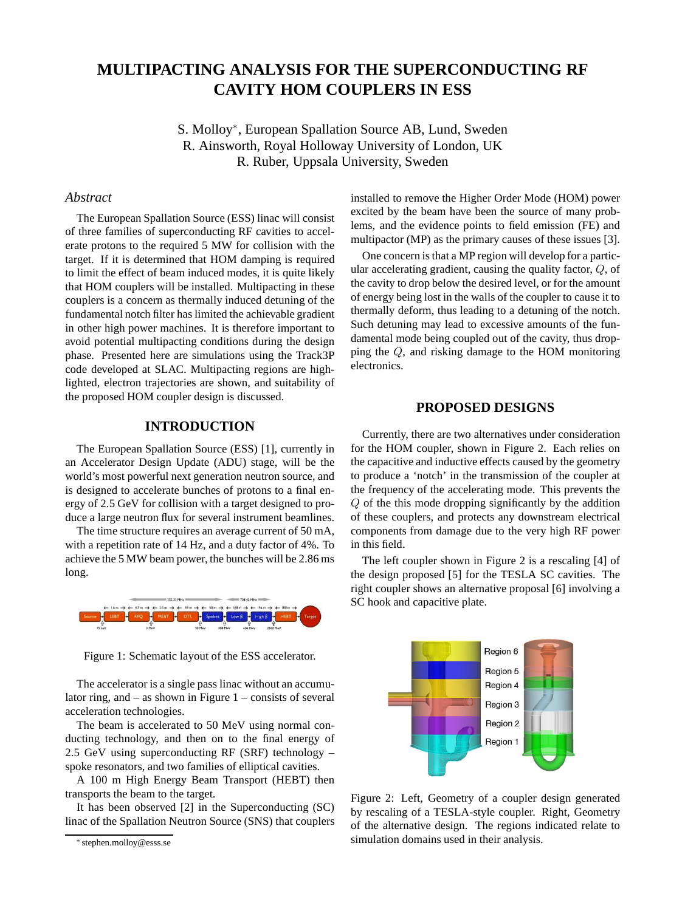# MULTIPACTING ANALYSIS FOR THE SUPERCONDUCTING RF CAVITY HOM COUPLERS IN ESS

S. Molloy*, European Spallation Source AB, Lund, Sweden
R. Ainsworth, Royal Holloway University of London, UK
R. Ruber, Uppsala University, Sweden

## *Abstract*

The European Spallation Source (ESS) linac will consist of three families of superconducting RF cavities to accelerate protons to the required 5 MW for collision with the target. If it is determined that HOM damping is required to limit the effect of beam induced modes, it is quite likely that HOM couplers will be installed. Multipacting in these couplers is a concern as thermally induced detuning of the fundamental notch filter has limited the achievable gradient in other high power machines. It is therefore important to avoid potential multipacting conditions during the design phase. Presented here are simulations using the Track3P code developed at SLAC. Multipacting regions are highlighted, electron trajectories are shown, and suitability of the proposed HOM coupler design is discussed.

## INTRODUCTION

The European Spallation Source (ESS) [1], currently in an Accelerator Design Update (ADU) stage, will be the world's most powerful next generation neutron source, and is designed to accelerate bunches of protons to a final energy of 2.5 GeV for collision with a target designed to produce a large neutron flux for several instrument beamlines.

The time structure requires an average current of 50 mA, with a repetition rate of 14 Hz, and a duty factor of 4%. To achieve the 5 MW beam power, the bunches will be 2.86 ms long.

Figure 1: Schematic layout of the ESS accelerator.

The accelerator is a single pass linac without an accumulator ring, and – as shown in Figure 1 – consists of several acceleration technologies.

The beam is accelerated to 50 MeV using normal conducting technology, and then on to the final energy of 2.5 GeV using superconducting RF (SRF) technology – spoke resonators, and two families of elliptical cavities.

A 100 m High Energy Beam Transport (HEBT) then transports the beam to the target.

It has been observed [2] in the Superconducting (SC) linac of the Spallation Neutron Source (SNS) that couplers installed to remove the Higher Order Mode (HOM) power excited by the beam have been the source of many problems, and the evidence points to field emission (FE) and multipactor (MP) as the primary causes of these issues [3].

One concern is that a MP region will develop for a particular accelerating gradient, causing the quality factor, $Q$, of the cavity to drop below the desired level, or for the amount of energy being lost in the walls of the coupler to cause it to thermally deform, thus leading to a detuning of the notch. Such detuning may lead to excessive amounts of the fundamental mode being coupled out of the cavity, thus dropping the $Q$, and risking damage to the HOM monitoring electronics.

## PROPOSED DESIGNS

Currently, there are two alternatives under consideration for the HOM coupler, shown in Figure 2. Each relies on the capacitive and inductive effects caused by the geometry to produce a 'notch' in the transmission of the coupler at the frequency of the accelerating mode. This prevents the $Q$ of the this mode dropping significantly by the addition of these couplers, and protects any downstream electrical components from damage due to the very high RF power in this field.

The left coupler shown in Figure 2 is a rescaling [4] of the design proposed [5] for the TESLA SC cavities. The right coupler shows an alternative proposal [6] involving a SC hook and capacitive plate.

Figure 2: Left, Geometry of a coupler design generated by rescaling of a TESLA-style coupler. Right, Geometry of the alternative design. The regions indicated relate to simulation domains used in their analysis.

* stephen.molloy@esss.se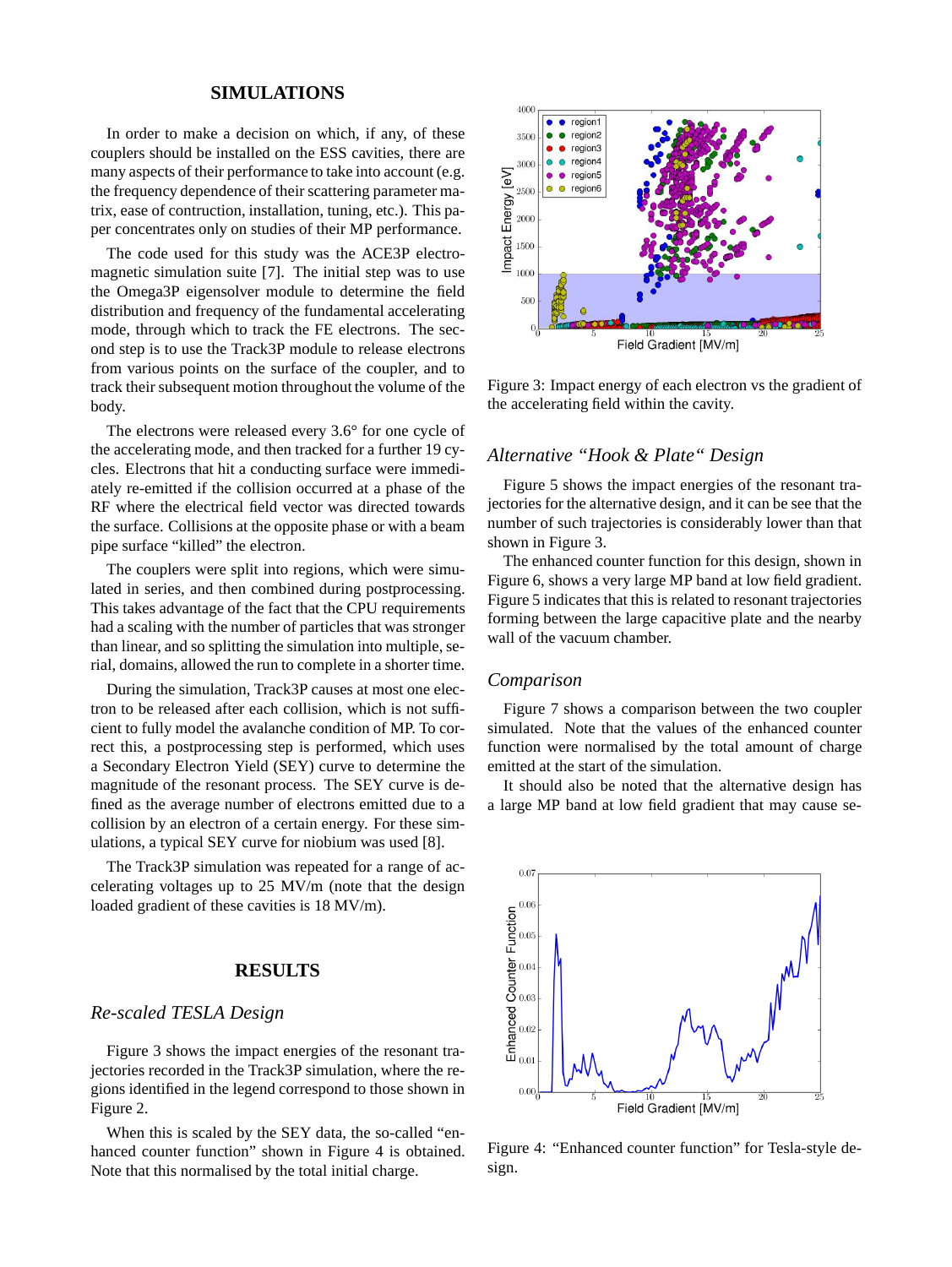## SIMULATIONS

In order to make a decision on which, if any, of these couplers should be installed on the ESS cavities, there are many aspects of their performance to take into account (e.g. the frequency dependence of their scattering parameter matrix, ease of contruction, installation, tuning, etc.). This paper concentrates only on studies of their MP performance.

The code used for this study was the ACE3P electromagnetic simulation suite [7]. The initial step was to use the Omega3P eigensolver module to determine the field distribution and frequency of the fundamental accelerating mode, through which to track the FE electrons. The second step is to use the Track3P module to release electrons from various points on the surface of the coupler, and to track their subsequent motion throughout the volume of the body.

The electrons were released every 3.6° for one cycle of the accelerating mode, and then tracked for a further 19 cycles. Electrons that hit a conducting surface were immediately re-emitted if the collision occurred at a phase of the RF where the electrical field vector was directed towards the surface. Collisions at the opposite phase or with a beam pipe surface "killed" the electron.

The couplers were split into regions, which were simulated in series, and then combined during postprocessing. This takes advantage of the fact that the CPU requirements had a scaling with the number of particles that was stronger than linear, and so splitting the simulation into multiple, serial, domains, allowed the run to complete in a shorter time.

During the simulation, Track3P causes at most one electron to be released after each collision, which is not sufficient to fully model the avalanche condition of MP. To correct this, a postprocessing step is performed, which uses a Secondary Electron Yield (SEY) curve to determine the magnitude of the resonant process. The SEY curve is defined as the average number of electrons emitted due to a collision by an electron of a certain energy. For these simulations, a typical SEY curve for niobium was used [8].

The Track3P simulation was repeated for a range of accelerating voltages up to 25 MV/m (note that the design loaded gradient of these cavities is 18 MV/m).

## RESULTS

### *Re-scaled TESLA Design*

Figure 3 shows the impact energies of the resonant trajectories recorded in the Track3P simulation, where the regions identified in the legend correspond to those shown in Figure 2.

When this is scaled by the SEY data, the so-called "enhanced counter function" shown in Figure 4 is obtained. Note that this normalised by the total initial charge.

Figure 3: Impact energy of each electron vs the gradient of the accelerating field within the cavity.

### *Alternative "Hook & Plate" Design*

Figure 5 shows the impact energies of the resonant trajectories for the alternative design, and it can be seen that the number of such trajectories is considerably lower than that shown in Figure 3.

The enhanced counter function for this design, shown in Figure 6, shows a very large MP band at low field gradient. Figure 5 indicates that this is related to resonant trajectories forming between the large capacitive plate and the nearby wall of the vacuum chamber.

### *Comparison*

Figure 7 shows a comparison between the two coupler simulated. Note that the values of the enhanced counter function were normalised by the total amount of charge emitted at the start of the simulation.

It should also be noted that the alternative design has a large MP band at low field gradient that may cause se-

Figure 4: "Enhanced counter function" for Tesla-style design.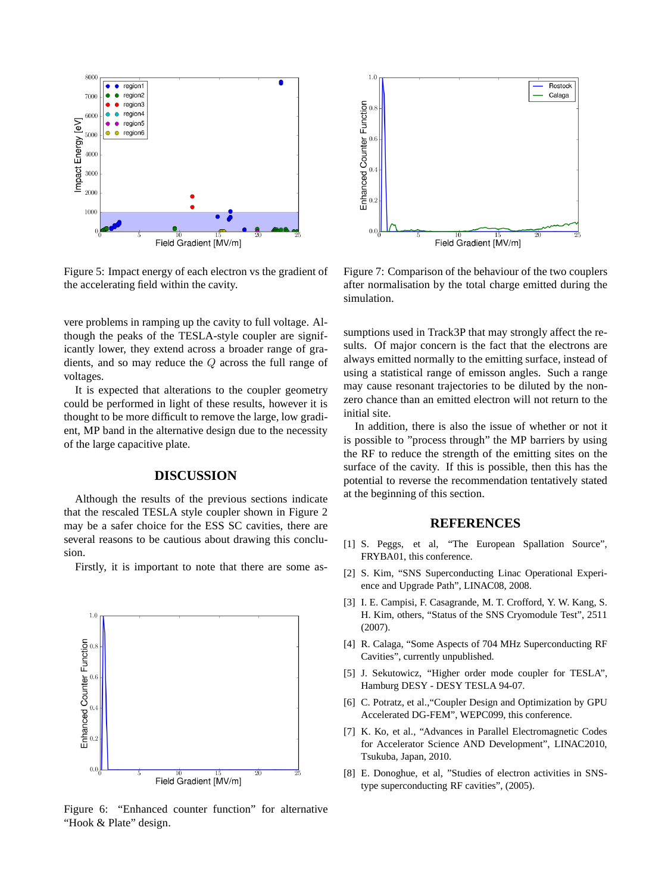8000
7000
6000
5000
4000
3000
2000
1000
0
Impact Energy [eV]
region1
region2
region3
region4
region5
region6
0 5 10 15 20 25
Field Gradient [MV/m]

Figure 5: Impact energy of each electron vs the gradient of the accelerating field within the cavity.

1.0
0.8
0.6
0.4
0.2
0.0
Enhanced Counter Function
Rostock
Calaga
0 5 10 15 20 25
Field Gradient [MV/m]

Figure 7: Comparison of the behaviour of the two couplers after normalisation by the total charge emitted during the simulation.

vere problems in ramping up the cavity to full voltage. Although the peaks of the TESLA-style coupler are significantly lower, they extend across a broader range of gradients, and so may reduce the $Q$ across the full range of voltages.

It is expected that alterations to the coupler geometry could be performed in light of these results, however it is thought to be more difficult to remove the large, low gradient, MP band in the alternative design due to the necessity of the large capacitive plate.

## DISCUSSION

Although the results of the previous sections indicate that the rescaled TESLA style coupler shown in Figure 2 may be a safer choice for the ESS SC cavities, there are several reasons to be cautious about drawing this conclusion.

Firstly, it is important to note that there are some assumptions used in Track3P that may strongly affect the results. Of major concern is the fact that the electrons are always emitted normally to the emitting surface, instead of using a statistical range of emisson angles. Such a range may cause resonant trajectories to be diluted by the non-zero chance than an emitted electron will not return to the initial site.

In addition, there is also the issue of whether or not it is possible to "process through" the MP barriers by using the RF to reduce the strength of the emitting sites on the surface of the cavity. If this is possible, then this has the potential to reverse the recommendation tentatively stated at the beginning of this section.

1.0
0.8
0.6
0.4
0.2
0.0
Enhanced Counter Function
0 5 10 15 20 25
Field Gradient [MV/m]

Figure 6: "Enhanced counter function" for alternative "Hook & Plate" design.

## REFERENCES

[1] S. Peggs, et al, "The European Spallation Source", FRYBA01, this conference.

[2] S. Kim, "SNS Superconducting Linac Operational Experience and Upgrade Path", LINAC08, 2008.

[3] I. E. Campisi, F. Casagrande, M. T. Crofford, Y. W. Kang, S. H. Kim, others, "Status of the SNS Cryomodule Test", 2511 (2007).

[4] R. Calaga, "Some Aspects of 704 MHz Superconducting RF Cavities", currently unpublished.

[5] J. Sekutowicz, "Higher order mode coupler for TESLA", Hamburg DESY - DESY TESLA 94-07.

[6] C. Potratz, et al.,"Coupler Design and Optimization by GPU Accelerated DG-FEM", WEPC099, this conference.

[7] K. Ko, et al., "Advances in Parallel Electromagnetic Codes for Accelerator Science AND Development", LINAC2010, Tsukuba, Japan, 2010.

[8] E. Donoghue, et al, "Studies of electron activities in SNS-type superconducting RF cavities", (2005).